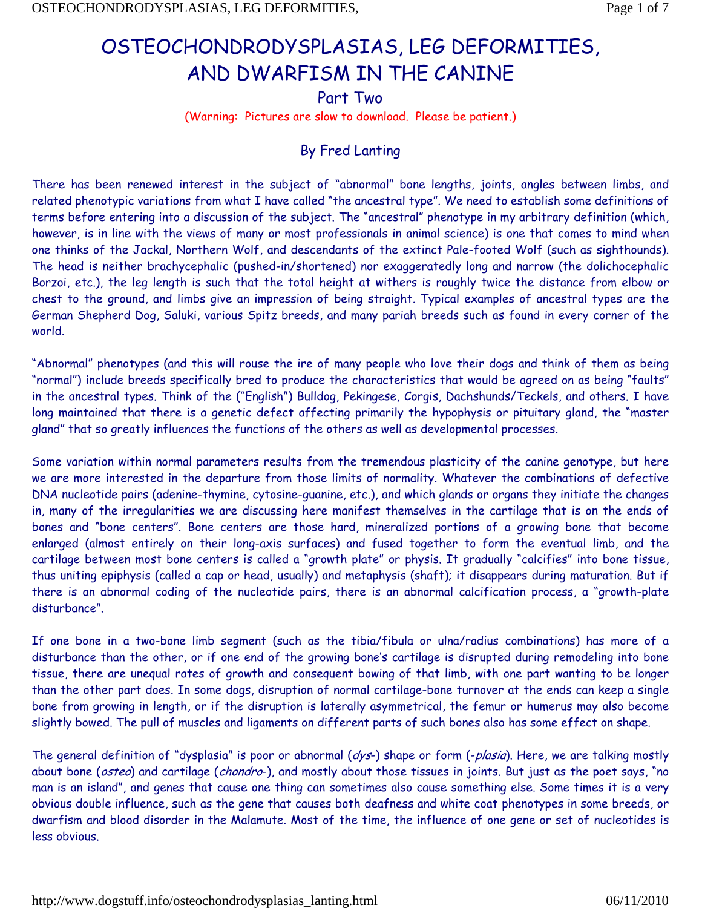# OSTEOCHONDRODYSPLASIAS, LEG DEFORMITIES, AND DWARFISM IN THE CANINE

## Part Two

(Warning: Pictures are slow to download. Please be patient.)

By Fred Lanting

There has been renewed interest in the subject of "abnormal" bone lengths, joints, angles between limbs, and related phenotypic variations from what I have called "the ancestral type". We need to establish some definitions of terms before entering into a discussion of the subject. The "ancestral" phenotype in my arbitrary definition (which, however, is in line with the views of many or most professionals in animal science) is one that comes to mind when one thinks of the Jackal, Northern Wolf, and descendants of the extinct Pale-footed Wolf (such as sighthounds). The head is neither brachycephalic (pushed-in/shortened) nor exaggeratedly long and narrow (the dolichocephalic Borzoi, etc.), the leg length is such that the total height at withers is roughly twice the distance from elbow or chest to the ground, and limbs give an impression of being straight. Typical examples of ancestral types are the German Shepherd Dog, Saluki, various Spitz breeds, and many pariah breeds such as found in every corner of the world.

"Abnormal" phenotypes (and this will rouse the ire of many people who love their dogs and think of them as being "normal") include breeds specifically bred to produce the characteristics that would be agreed on as being "faults" in the ancestral types. Think of the ("English") Bulldog, Pekingese, Corgis, Dachshunds/Teckels, and others. I have long maintained that there is a genetic defect affecting primarily the hypophysis or pituitary gland, the "master gland" that so greatly influences the functions of the others as well as developmental processes.

Some variation within normal parameters results from the tremendous plasticity of the canine genotype, but here we are more interested in the departure from those limits of normality. Whatever the combinations of defective DNA nucleotide pairs (adenine-thymine, cytosine-guanine, etc.), and which glands or organs they initiate the changes in, many of the irregularities we are discussing here manifest themselves in the cartilage that is on the ends of bones and "bone centers". Bone centers are those hard, mineralized portions of a growing bone that become enlarged (almost entirely on their long-axis surfaces) and fused together to form the eventual limb, and the cartilage between most bone centers is called a "growth plate" or physis. It gradually "calcifies" into bone tissue, thus uniting epiphysis (called a cap or head, usually) and metaphysis (shaft); it disappears during maturation. But if there is an abnormal coding of the nucleotide pairs, there is an abnormal calcification process, a "growth-plate disturbance".

If one bone in a two-bone limb segment (such as the tibia/fibula or ulna/radius combinations) has more of a disturbance than the other, or if one end of the growing bone's cartilage is disrupted during remodeling into bone tissue, there are unequal rates of growth and consequent bowing of that limb, with one part wanting to be longer than the other part does. In some dogs, disruption of normal cartilage-bone turnover at the ends can keep a single bone from growing in length, or if the disruption is laterally asymmetrical, the femur or humerus may also become slightly bowed. The pull of muscles and ligaments on different parts of such bones also has some effect on shape.

The general definition of "dysplasia" is poor or abnormal (*dys-*) shape or form (*-plasia*). Here, we are talking mostly about bone (*osteo*) and cartilage (*chondro-*), and mostly about those tissues in joints. But just as the poet says, "no man is an island", and genes that cause one thing can sometimes also cause something else. Some times it is a very obvious double influence, such as the gene that causes both deafness and white coat phenotypes in some breeds, or dwarfism and blood disorder in the Malamute. Most of the time, the influence of one gene or set of nucleotides is less obvious.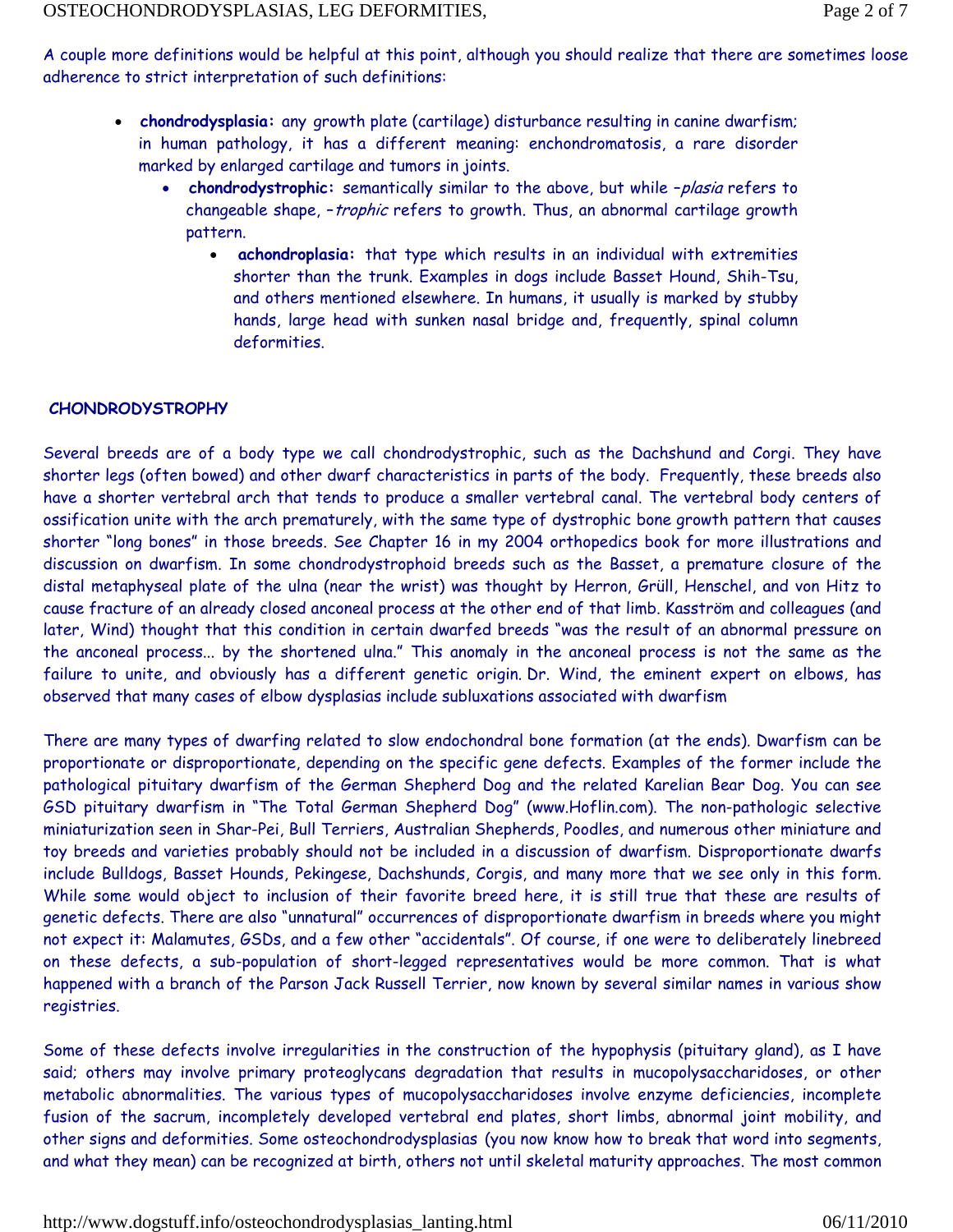A couple more definitions would be helpful at this point, although you should realize that there are sometimes loose adherence to strict interpretation of such definitions:

- **chondrodysplasia:** any growth plate (cartilage) disturbance resulting in canine dwarfism; in human pathology, it has a different meaning: enchondromatosis, a rare disorder marked by enlarged cartilage and tumors in joints.
  - **chondrodystrophic:** semantically similar to the above, but while –*plasia* refers to changeable shape, –*trophic* refers to growth. Thus, an abnormal cartilage growth pattern.
    - **achondroplasia:** that type which results in an individual with extremities shorter than the trunk. Examples in dogs include Basset Hound, Shih-Tsu, and others mentioned elsewhere. In humans, it usually is marked by stubby hands, large head with sunken nasal bridge and, frequently, spinal column deformities.

## CHONDRODYSTROPHY

Several breeds are of a body type we call chondrodystrophic, such as the Dachshund and Corgi. They have shorter legs (often bowed) and other dwarf characteristics in parts of the body. Frequently, these breeds also have a shorter vertebral arch that tends to produce a smaller vertebral canal. The vertebral body centers of ossification unite with the arch prematurely, with the same type of dystrophic bone growth pattern that causes shorter "long bones" in those breeds. See Chapter 16 in my 2004 orthopedics book for more illustrations and discussion on dwarfism. In some chondrodystrophoid breeds such as the Basset, a premature closure of the distal metaphyseal plate of the ulna (near the wrist) was thought by Herron, Grüll, Henschel, and von Hitz to cause fracture of an already closed anconeal process at the other end of that limb. Kasström and colleagues (and later, Wind) thought that this condition in certain dwarfed breeds "was the result of an abnormal pressure on the anconeal process... by the shortened ulna." This anomaly in the anconeal process is not the same as the failure to unite, and obviously has a different genetic origin. Dr. Wind, the eminent expert on elbows, has observed that many cases of elbow dysplasias include subluxations associated with dwarfism

There are many types of dwarfing related to slow endochondral bone formation (at the ends). Dwarfism can be proportionate or disproportionate, depending on the specific gene defects. Examples of the former include the pathological pituitary dwarfism of the German Shepherd Dog and the related Karelian Bear Dog. You can see GSD pituitary dwarfism in "The Total German Shepherd Dog" (www.Hoflin.com). The non-pathologic selective miniaturization seen in Shar-Pei, Bull Terriers, Australian Shepherds, Poodles, and numerous other miniature and toy breeds and varieties probably should not be included in a discussion of dwarfism. Disproportionate dwarfs include Bulldogs, Basset Hounds, Pekingese, Dachshunds, Corgis, and many more that we see only in this form. While some would object to inclusion of their favorite breed here, it is still true that these are results of genetic defects. There are also "unnatural" occurrences of disproportionate dwarfism in breeds where you might not expect it: Malamutes, GSDs, and a few other "accidentals". Of course, if one were to deliberately linebreed on these defects, a sub-population of short-legged representatives would be more common. That is what happened with a branch of the Parson Jack Russell Terrier, now known by several similar names in various show registries.

Some of these defects involve irregularities in the construction of the hypophysis (pituitary gland), as I have said; others may involve primary proteoglycans degradation that results in mucopolysaccharidoses, or other metabolic abnormalities. The various types of mucopolysaccharidoses involve enzyme deficiencies, incomplete fusion of the sacrum, incompletely developed vertebral end plates, short limbs, abnormal joint mobility, and other signs and deformities. Some osteochondrodysplasias (you now know how to break that word into segments, and what they mean) can be recognized at birth, others not until skeletal maturity approaches. The most common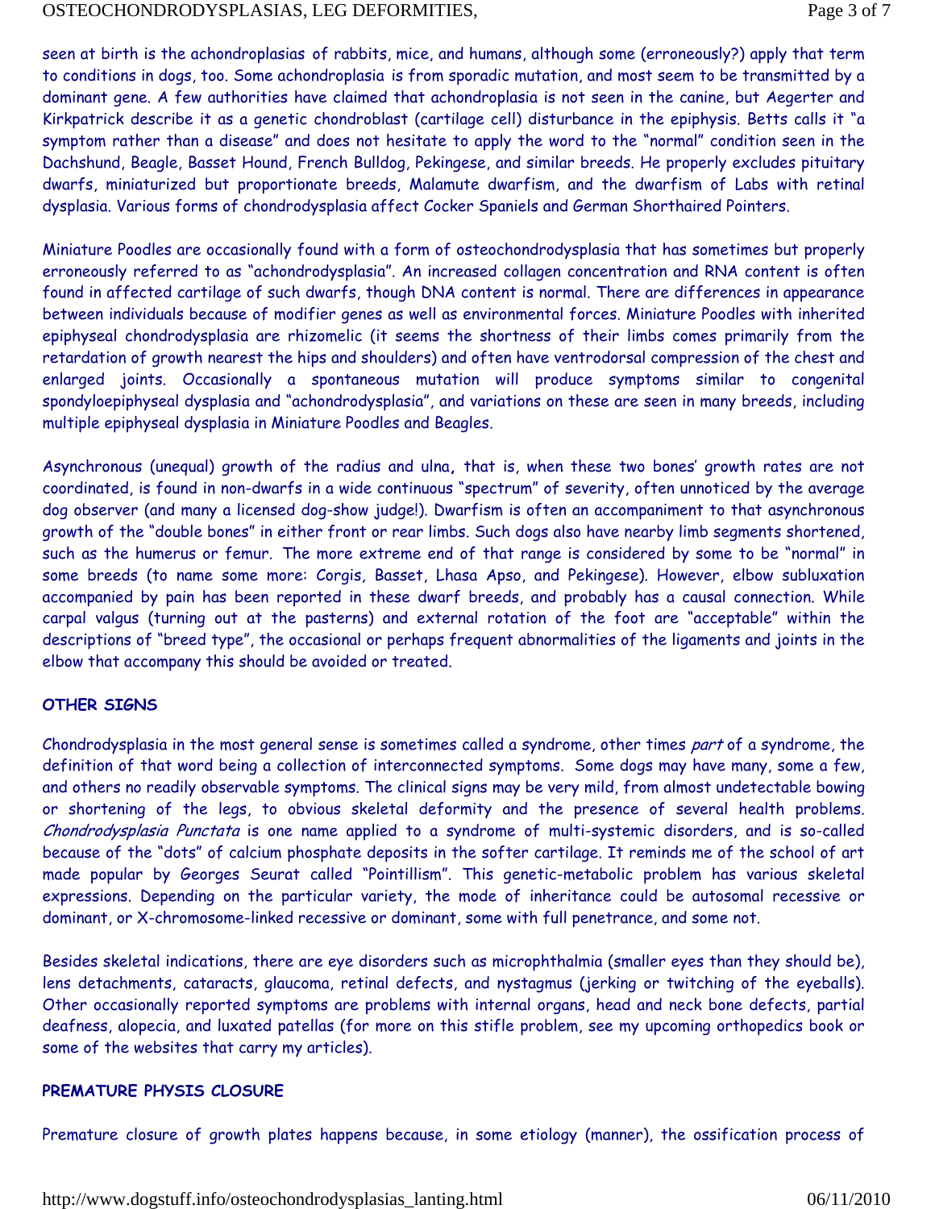seen at birth is the achondroplasias of rabbits, mice, and humans, although some (erroneously?) apply that term to conditions in dogs, too. Some achondroplasia is from sporadic mutation, and most seem to be transmitted by a dominant gene. A few authorities have claimed that achondroplasia is not seen in the canine, but Aegerter and Kirkpatrick describe it as a genetic chondroblast (cartilage cell) disturbance in the epiphysis. Betts calls it "a symptom rather than a disease" and does not hesitate to apply the word to the "normal" condition seen in the Dachshund, Beagle, Basset Hound, French Bulldog, Pekingese, and similar breeds. He properly excludes pituitary dwarfs, miniaturized but proportionate breeds, Malamute dwarfism, and the dwarfism of Labs with retinal dysplasia. Various forms of chondrodysplasia affect Cocker Spaniels and German Shorthaired Pointers.

Miniature Poodles are occasionally found with a form of osteochondrodysplasia that has sometimes but properly erroneously referred to as "achondrodysplasia". An increased collagen concentration and RNA content is often found in affected cartilage of such dwarfs, though DNA content is normal. There are differences in appearance between individuals because of modifier genes as well as environmental forces. Miniature Poodles with inherited epiphyseal chondrodysplasia are rhizomelic (it seems the shortness of their limbs comes primarily from the retardation of growth nearest the hips and shoulders) and often have ventrodorsal compression of the chest and enlarged joints. Occasionally a spontaneous mutation will produce symptoms similar to congenital spondyloepiphyseal dysplasia and "achondrodysplasia", and variations on these are seen in many breeds, including multiple epiphyseal dysplasia in Miniature Poodles and Beagles.

Asynchronous (unequal) growth of the radius and ulna**,** that is, when these two bones' growth rates are not coordinated, is found in non-dwarfs in a wide continuous "spectrum" of severity, often unnoticed by the average dog observer (and many a licensed dog-show judge!). Dwarfism is often an accompaniment to that asynchronous growth of the "double bones" in either front or rear limbs. Such dogs also have nearby limb segments shortened, such as the humerus or femur. The more extreme end of that range is considered by some to be "normal" in some breeds (to name some more: Corgis, Basset, Lhasa Apso, and Pekingese). However, elbow subluxation accompanied by pain has been reported in these dwarf breeds, and probably has a causal connection. While carpal valgus (turning out at the pasterns) and external rotation of the foot are "acceptable" within the descriptions of "breed type", the occasional or perhaps frequent abnormalities of the ligaments and joints in the elbow that accompany this should be avoided or treated.

**OTHER SIGNS**

Chondrodysplasia in the most general sense is sometimes called a syndrome, other times *part* of a syndrome, the definition of that word being a collection of interconnected symptoms. Some dogs may have many, some a few, and others no readily observable symptoms. The clinical signs may be very mild, from almost undetectable bowing or shortening of the legs, to obvious skeletal deformity and the presence of several health problems. *Chondrodysplasia Punctata* is one name applied to a syndrome of multi-systemic disorders, and is so-called because of the "dots" of calcium phosphate deposits in the softer cartilage. It reminds me of the school of art made popular by Georges Seurat called "Pointillism". This genetic-metabolic problem has various skeletal expressions. Depending on the particular variety, the mode of inheritance could be autosomal recessive or dominant, or X-chromosome-linked recessive or dominant, some with full penetrance, and some not.

Besides skeletal indications, there are eye disorders such as microphthalmia (smaller eyes than they should be), lens detachments, cataracts, glaucoma, retinal defects, and nystagmus (jerking or twitching of the eyeballs). Other occasionally reported symptoms are problems with internal organs, head and neck bone defects, partial deafness, alopecia, and luxated patellas (for more on this stifle problem, see my upcoming orthopedics book or some of the websites that carry my articles).

**PREMATURE PHYSIS CLOSURE**

Premature closure of growth plates happens because, in some etiology (manner), the ossification process of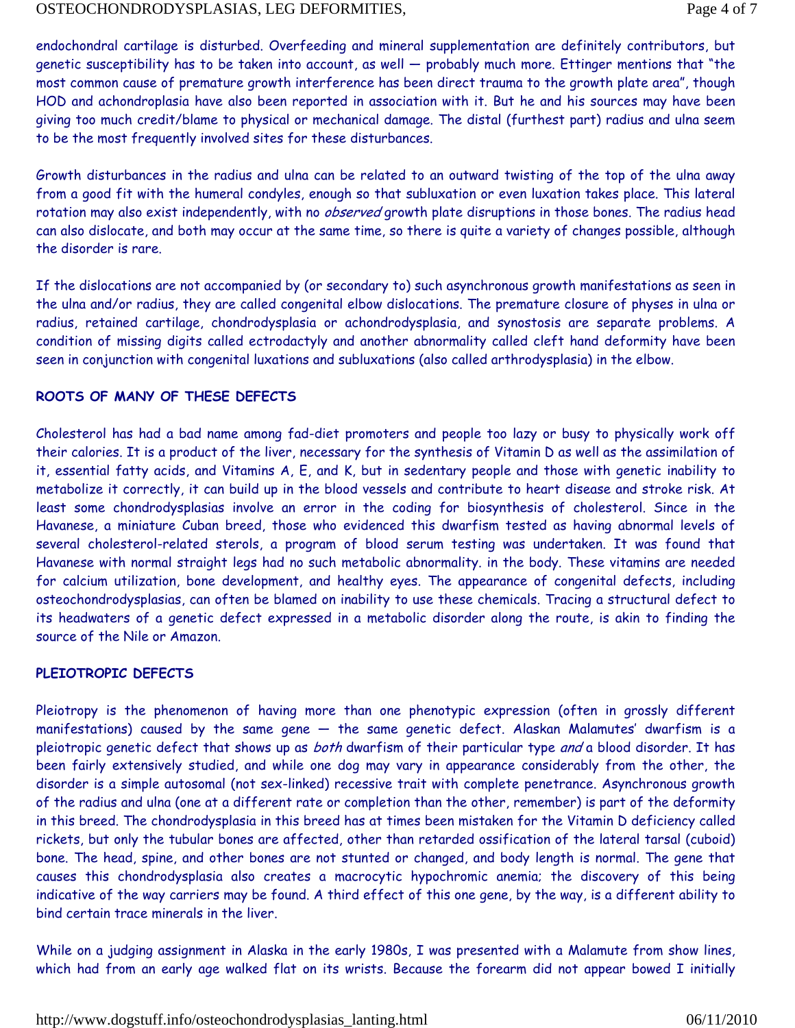endochondral cartilage is disturbed. Overfeeding and mineral supplementation are definitely contributors, but genetic susceptibility has to be taken into account, as well — probably much more. Ettinger mentions that "the most common cause of premature growth interference has been direct trauma to the growth plate area", though HOD and achondroplasia have also been reported in association with it. But he and his sources may have been giving too much credit/blame to physical or mechanical damage. The distal (furthest part) radius and ulna seem to be the most frequently involved sites for these disturbances.

Growth disturbances in the radius and ulna can be related to an outward twisting of the top of the ulna away from a good fit with the humeral condyles, enough so that subluxation or even luxation takes place. This lateral rotation may also exist independently, with no *observed* growth plate disruptions in those bones. The radius head can also dislocate, and both may occur at the same time, so there is quite a variety of changes possible, although the disorder is rare.

If the dislocations are not accompanied by (or secondary to) such asynchronous growth manifestations as seen in the ulna and/or radius, they are called congenital elbow dislocations. The premature closure of physes in ulna or radius, retained cartilage, chondrodysplasia or achondrodysplasia, and synostosis are separate problems. A condition of missing digits called ectrodactyly and another abnormality called cleft hand deformity have been seen in conjunction with congenital luxations and subluxations (also called arthrodysplasia) in the elbow.

**ROOTS OF MANY OF THESE DEFECTS**

Cholesterol has had a bad name among fad-diet promoters and people too lazy or busy to physically work off their calories. It is a product of the liver, necessary for the synthesis of Vitamin D as well as the assimilation of it, essential fatty acids, and Vitamins A, E, and K, but in sedentary people and those with genetic inability to metabolize it correctly, it can build up in the blood vessels and contribute to heart disease and stroke risk. At least some chondrodysplasias involve an error in the coding for biosynthesis of cholesterol. Since in the Havanese, a miniature Cuban breed, those who evidenced this dwarfism tested as having abnormal levels of several cholesterol-related sterols, a program of blood serum testing was undertaken. It was found that Havanese with normal straight legs had no such metabolic abnormality. in the body. These vitamins are needed for calcium utilization, bone development, and healthy eyes. The appearance of congenital defects, including osteochondrodysplasias, can often be blamed on inability to use these chemicals. Tracing a structural defect to its headwaters of a genetic defect expressed in a metabolic disorder along the route, is akin to finding the source of the Nile or Amazon.

**PLEIOTROPIC DEFECTS**

Pleiotropy is the phenomenon of having more than one phenotypic expression (often in grossly different manifestations) caused by the same gene — the same genetic defect. Alaskan Malamutes' dwarfism is a pleiotropic genetic defect that shows up as *both* dwarfism of their particular type *and* a blood disorder. It has been fairly extensively studied, and while one dog may vary in appearance considerably from the other, the disorder is a simple autosomal (not sex-linked) recessive trait with complete penetrance. Asynchronous growth of the radius and ulna (one at a different rate or completion than the other, remember) is part of the deformity in this breed. The chondrodysplasia in this breed has at times been mistaken for the Vitamin D deficiency called rickets, but only the tubular bones are affected, other than retarded ossification of the lateral tarsal (cuboid) bone. The head, spine, and other bones are not stunted or changed, and body length is normal. The gene that causes this chondrodysplasia also creates a macrocytic hypochromic anemia; the discovery of this being indicative of the way carriers may be found. A third effect of this one gene, by the way, is a different ability to bind certain trace minerals in the liver.

While on a judging assignment in Alaska in the early 1980s, I was presented with a Malamute from show lines, which had from an early age walked flat on its wrists. Because the forearm did not appear bowed I initially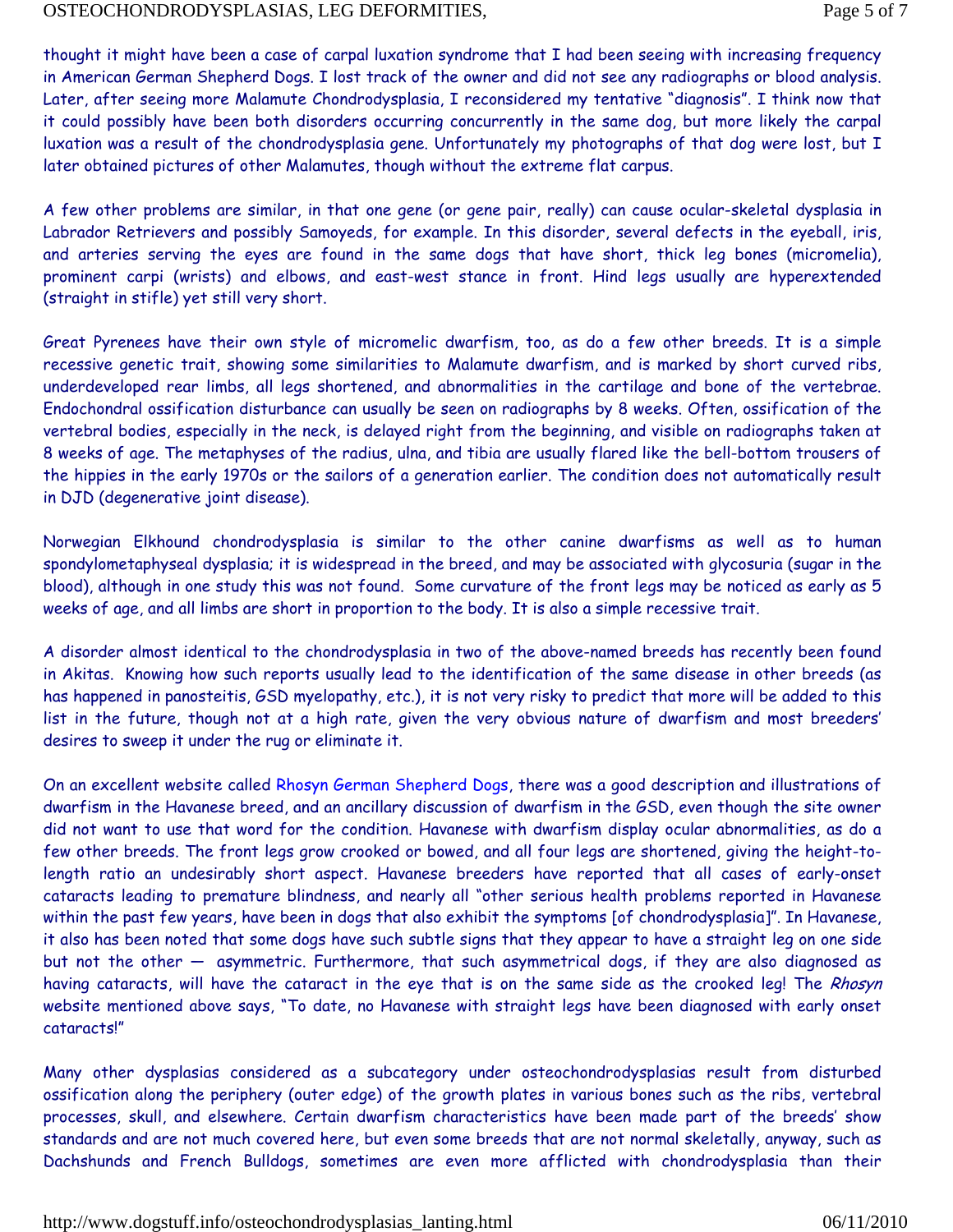thought it might have been a case of carpal luxation syndrome that I had been seeing with increasing frequency in American German Shepherd Dogs. I lost track of the owner and did not see any radiographs or blood analysis. Later, after seeing more Malamute Chondrodysplasia, I reconsidered my tentative "diagnosis". I think now that it could possibly have been both disorders occurring concurrently in the same dog, but more likely the carpal luxation was a result of the chondrodysplasia gene. Unfortunately my photographs of that dog were lost, but I later obtained pictures of other Malamutes, though without the extreme flat carpus.

A few other problems are similar, in that one gene (or gene pair, really) can cause ocular-skeletal dysplasia in Labrador Retrievers and possibly Samoyeds, for example. In this disorder, several defects in the eyeball, iris, and arteries serving the eyes are found in the same dogs that have short, thick leg bones (micromelia), prominent carpi (wrists) and elbows, and east-west stance in front. Hind legs usually are hyperextended (straight in stifle) yet still very short.

Great Pyrenees have their own style of micromelic dwarfism, too, as do a few other breeds. It is a simple recessive genetic trait, showing some similarities to Malamute dwarfism, and is marked by short curved ribs, underdeveloped rear limbs, all legs shortened, and abnormalities in the cartilage and bone of the vertebrae. Endochondral ossification disturbance can usually be seen on radiographs by 8 weeks. Often, ossification of the vertebral bodies, especially in the neck, is delayed right from the beginning, and visible on radiographs taken at 8 weeks of age. The metaphyses of the radius, ulna, and tibia are usually flared like the bell-bottom trousers of the hippies in the early 1970s or the sailors of a generation earlier. The condition does not automatically result in DJD (degenerative joint disease).

Norwegian Elkhound chondrodysplasia is similar to the other canine dwarfisms as well as to human spondylometaphyseal dysplasia; it is widespread in the breed, and may be associated with glycosuria (sugar in the blood), although in one study this was not found. Some curvature of the front legs may be noticed as early as 5 weeks of age, and all limbs are short in proportion to the body. It is also a simple recessive trait.

A disorder almost identical to the chondrodysplasia in two of the above-named breeds has recently been found in Akitas. Knowing how such reports usually lead to the identification of the same disease in other breeds (as has happened in panosteitis, GSD myelopathy, etc.), it is not very risky to predict that more will be added to this list in the future, though not at a high rate, given the very obvious nature of dwarfism and most breeders' desires to sweep it under the rug or eliminate it.

On an excellent website called Rhosyn German Shepherd Dogs, there was a good description and illustrations of dwarfism in the Havanese breed, and an ancillary discussion of dwarfism in the GSD, even though the site owner did not want to use that word for the condition. Havanese with dwarfism display ocular abnormalities, as do a few other breeds. The front legs grow crooked or bowed, and all four legs are shortened, giving the height-to-length ratio an undesirably short aspect. Havanese breeders have reported that all cases of early-onset cataracts leading to premature blindness, and nearly all "other serious health problems reported in Havanese within the past few years, have been in dogs that also exhibit the symptoms [of chondrodysplasia]". In Havanese, it also has been noted that some dogs have such subtle signs that they appear to have a straight leg on one side but not the other — asymmetric. Furthermore, that such asymmetrical dogs, if they are also diagnosed as having cataracts, will have the cataract in the eye that is on the same side as the crooked leg! The *Rhosyn* website mentioned above says, "To date, no Havanese with straight legs have been diagnosed with early onset cataracts!"

Many other dysplasias considered as a subcategory under osteochondrodysplasias result from disturbed ossification along the periphery (outer edge) of the growth plates in various bones such as the ribs, vertebral processes, skull, and elsewhere. Certain dwarfism characteristics have been made part of the breeds' show standards and are not much covered here, but even some breeds that are not normal skeletally, anyway, such as Dachshunds and French Bulldogs, sometimes are even more afflicted with chondrodysplasia than their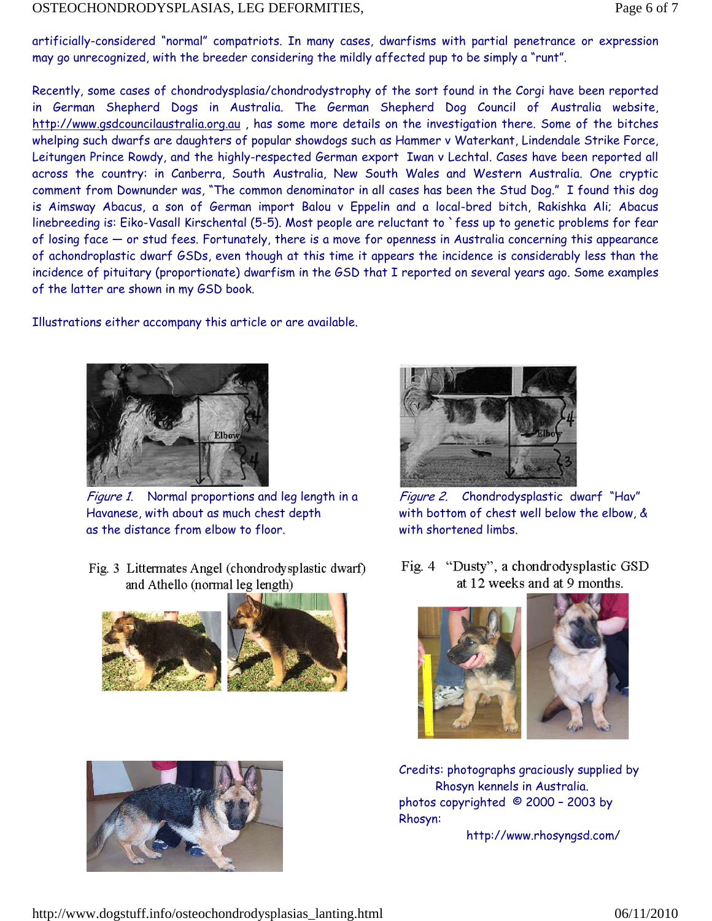artificially-considered "normal" compatriots. In many cases, dwarfisms with partial penetrance or expression may go unrecognized, with the breeder considering the mildly affected pup to be simply a "runt".

Recently, some cases of chondrodysplasia/chondrodystrophy of the sort found in the Corgi have been reported in German Shepherd Dogs in Australia. The German Shepherd Dog Council of Australia website, http://www.gsdcouncilaustralia.org.au , has some more details on the investigation there. Some of the bitches whelping such dwarfs are daughters of popular showdogs such as Hammer v Waterkant, Lindendale Strike Force, Leitungen Prince Rowdy, and the highly-respected German export Iwan v Lechtal. Cases have been reported all across the country: in Canberra, South Australia, New South Wales and Western Australia. One cryptic comment from Downunder was, "The common denominator in all cases has been the Stud Dog." I found this dog is Aimsway Abacus, a son of German import Balou v Eppelin and a local-bred bitch, Rakishka Ali; Abacus linebreeding is: Eiko-Vasall Kirschental (5-5). Most people are reluctant to `fess up to genetic problems for fear of losing face — or stud fees. Fortunately, there is a move for openness in Australia concerning this appearance of achondroplastic dwarf GSDs, even though at this time it appears the incidence is considerably less than the incidence of pituitary (proportionate) dwarfism in the GSD that I reported on several years ago. Some examples of the latter are shown in my GSD book.

Illustrations either accompany this article or are available.

*Figure 1.* Normal proportions and leg length in a Havanese, with about as much chest depth as the distance from elbow to floor.

*Figure 2.* Chondrodysplastic dwarf "Hav" with bottom of chest well below the elbow, & with shortened limbs.

Fig. 3 Littermates Angel (chondrodysplastic dwarf) and Athello (normal leg length)

Fig. 4 "Dusty", a chondrodysplastic GSD at 12 weeks and at 9 months.

Credits: photographs graciously supplied by Rhosyn kennels in Australia.
photos copyrighted © 2000 – 2003 by Rhosyn:
http://www.rhosyngsd.com/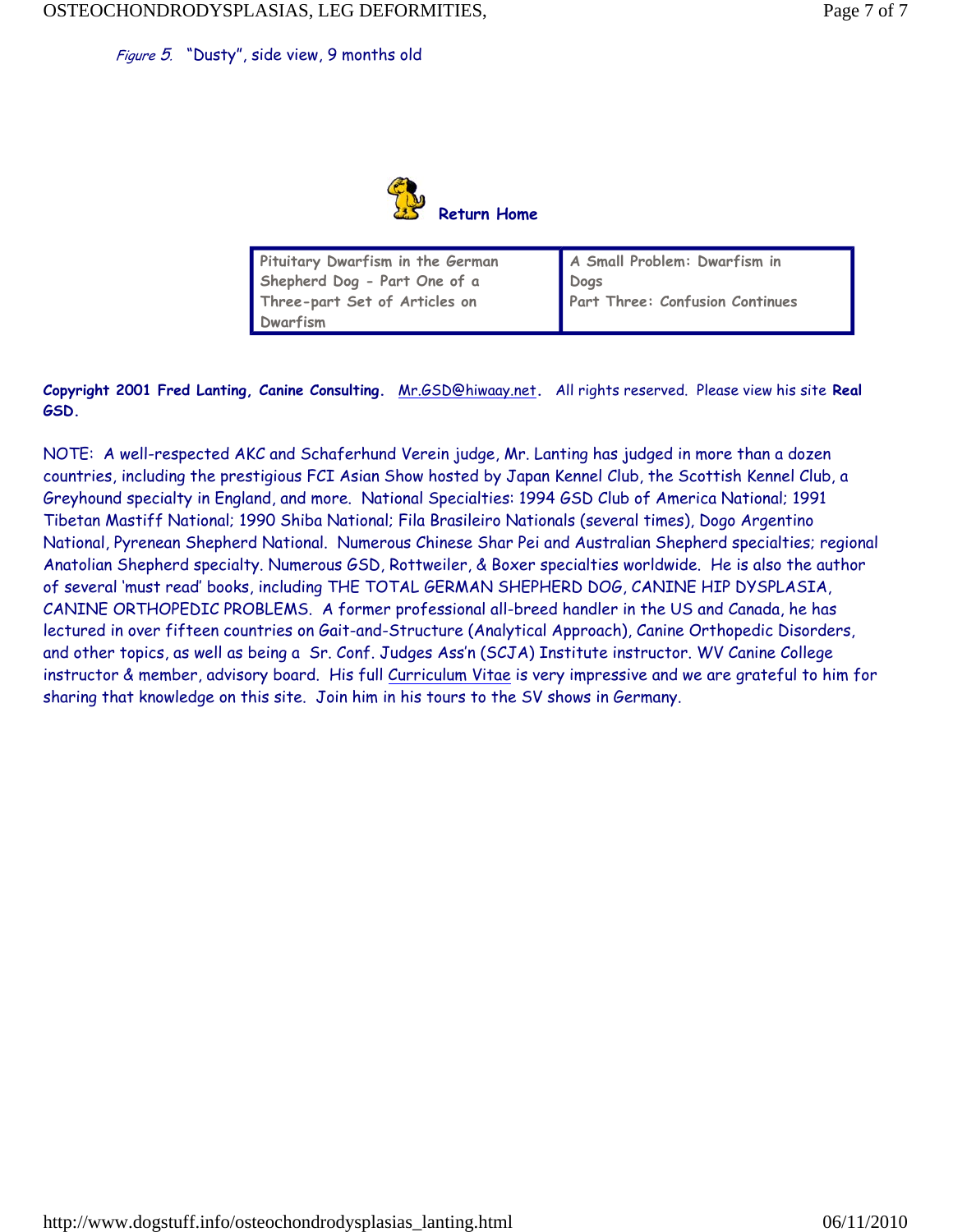*Figure 5.* "Dusty", side view, 9 months old

Return Home

| | |
|---|---|
| Pituitary Dwarfism in the German Shepherd Dog - Part One of a Three-part Set of Articles on Dwarfism | A Small Problem: Dwarfism in Dogs Part Three: Confusion Continues |

**Copyright 2001 Fred Lanting, Canine Consulting.** Mr.GSD@hiwaay.net**.** All rights reserved. Please view his site **Real GSD.**

NOTE: A well-respected AKC and Schaferhund Verein judge, Mr. Lanting has judged in more than a dozen countries, including the prestigious FCI Asian Show hosted by Japan Kennel Club, the Scottish Kennel Club, a Greyhound specialty in England, and more. National Specialties: 1994 GSD Club of America National; 1991 Tibetan Mastiff National; 1990 Shiba National; Fila Brasileiro Nationals (several times), Dogo Argentino National, Pyrenean Shepherd National. Numerous Chinese Shar Pei and Australian Shepherd specialties; regional Anatolian Shepherd specialty. Numerous GSD, Rottweiler, & Boxer specialties worldwide. He is also the author of several 'must read' books, including THE TOTAL GERMAN SHEPHERD DOG, CANINE HIP DYSPLASIA, CANINE ORTHOPEDIC PROBLEMS. A former professional all-breed handler in the US and Canada, he has lectured in over fifteen countries on Gait-and-Structure (Analytical Approach), Canine Orthopedic Disorders, and other topics, as well as being a Sr. Conf. Judges Ass'n (SCJA) Institute instructor. WV Canine College instructor & member, advisory board. His full Curriculum Vitae is very impressive and we are grateful to him for sharing that knowledge on this site. Join him in his tours to the SV shows in Germany.